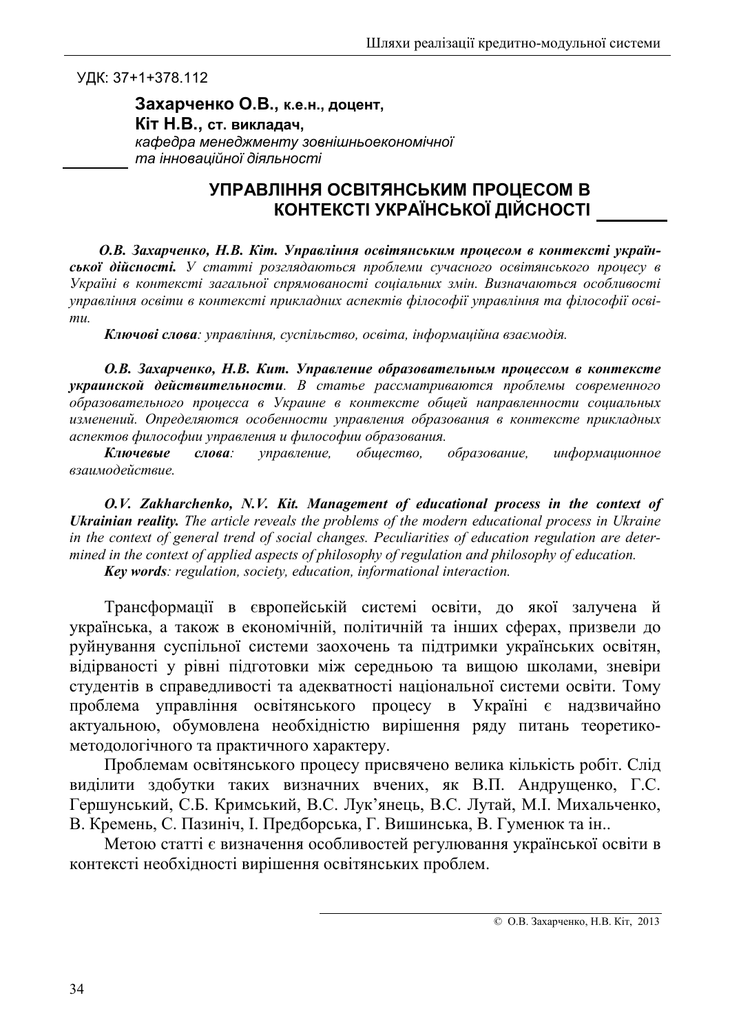УДК: 37+1+378.112

**Захарченко О.В.,** к.е.н., доцент,
**Кіт Н.В.,** ст. викладач,
*кафедра менеджменту зовнішньоекономічної та інноваційної діяльності*

# УПРАВЛІННЯ ОСВІТЯНСЬКИМ ПРОЦЕСОМ В КОНТЕКСТІ УКРАЇНСЬКОЇ ДІЙСНОСТІ

***О.В. Захарченко, Н.В. Кіт. Управління освітянським процесом в контексті української дійсності.*** *У статті розглядаються проблеми сучасного освітянського процесу в Україні в контексті загальної спрямованості соціальних змін. Визначаються особливості управління освіти в контексті прикладних аспектів філософії управління та філософії освіти.*

***Ключові слова****: управління, суспільство, освіта, інформаційна взаємодія.*

***О.В. Захарченко, Н.В. Кит. Управление образовательным процессом в контексте украинской действительности****. В статье рассматриваются проблемы современного образовательного процесса в Украине в контексте общей направленности социальных изменений. Определяются особенности управления образования в контексте прикладных аспектов философии управления и философии образования.*

***Ключевые слова****: управление, общество, образование, информационное взаимодействие.*

***O.V. Zakharchenko, N.V. Kit. Management of educational process in the context of Ukrainian reality.*** *The article reveals the problems of the modern educational process in Ukraine in the context of general trend of social changes. Peculiarities of education regulation are determined in the context of applied aspects of philosophy of regulation and philosophy of education.*

***Key words****: regulation, society, education, informational interaction.*

Трансформації в європейській системі освіти, до якої залучена й українська, а також в економічній, політичній та інших сферах, призвели до руйнування суспільної системи заохочень та підтримки українських освітян, відірваності у рівні підготовки між середньою та вищою школами, зневіри студентів в справедливості та адекватності національної системи освіти. Тому проблема управління освітянського процесу в Україні є надзвичайно актуальною, обумовлена необхідністю вирішення ряду питань теоретико-методологічного та практичного характеру.

Проблемам освітянського процесу присвячено велика кількість робіт. Слід виділити здобутки таких визначних вчених, як В.П. Андрущенко, Г.С. Гершунський, С.Б. Кримський, В.С. Лук'янець, В.С. Лутай, М.І. Михальченко, В. Кремень, С. Пазиніч, І. Предборська, Г. Вишинська, В. Гуменюк та ін..

Метою статті є визначення особливостей регулювання української освіти в контексті необхідності вирішення освітянських проблем.

© О.В. Захарченко, Н.В. Кіт, 2013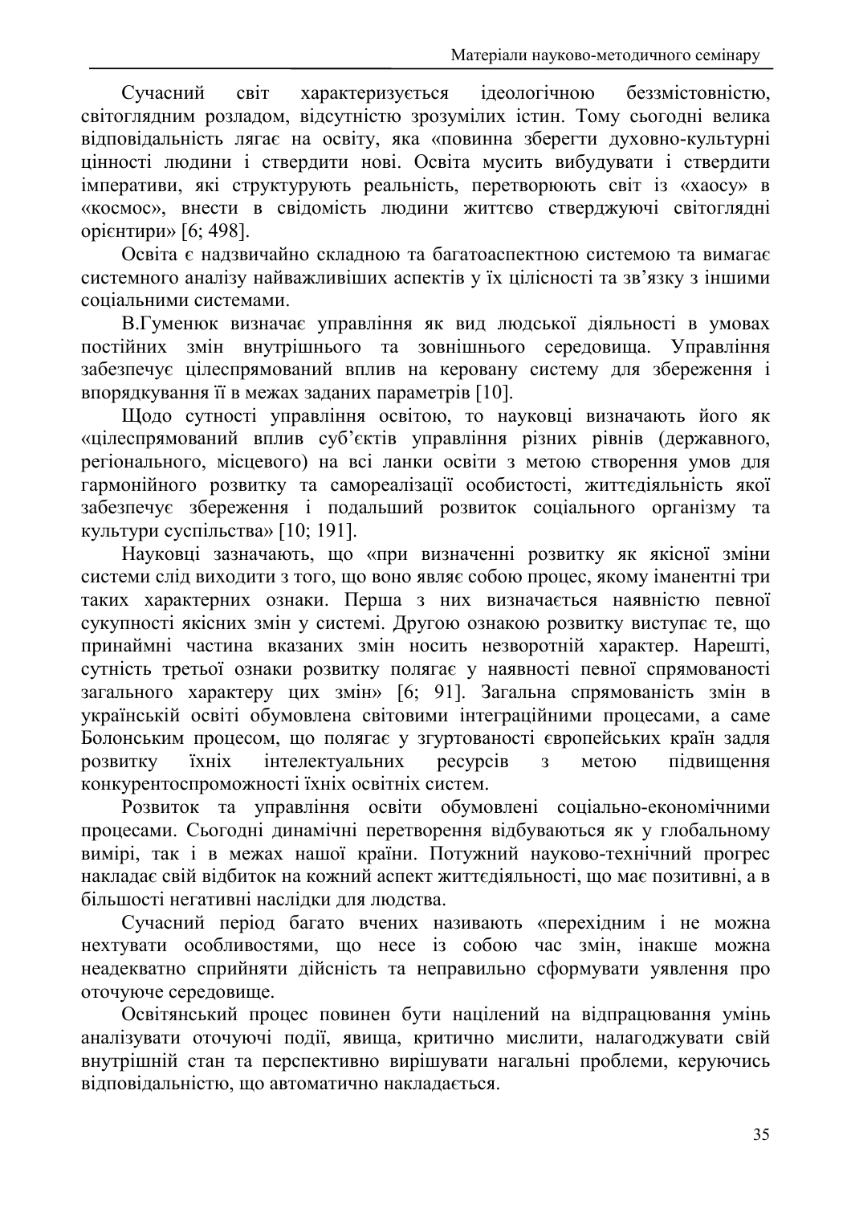Сучасний світ характеризується ідеологічною беззмістовністю, світоглядним розладом, відсутністю зрозумілих істин. Тому сьогодні велика відповідальність лягає на освіту, яка «повинна зберегти духовно-культурні цінності людини і ствердити нові. Освіта мусить вибудувати і ствердити імперативи, які структурують реальність, перетворюють світ із «хаосу» в «космос», внести в свідомість людини життєво стверджуючі світоглядні орієнтири» [6; 498].

Освіта є надзвичайно складною та багатоаспектною системою та вимагає системного аналізу найважливіших аспектів у їх цілісності та зв'язку з іншими соціальними системами.

В.Гуменюк визначає управління як вид людської діяльності в умовах постійних змін внутрішнього та зовнішнього середовища. Управління забезпечує цілеспрямований вплив на керовану систему для збереження і впорядкування її в межах заданих параметрів [10].

Щодо сутності управління освітою, то науковці визначають його як «цілеспрямований вплив суб'єктів управління різних рівнів (державного, регіонального, місцевого) на всі ланки освіти з метою створення умов для гармонійного розвитку та самореалізації особистості, життєдіяльність якої забезпечує збереження і подальший розвиток соціального організму та культури суспільства» [10; 191].

Науковці зазначають, що «при визначенні розвитку як якісної зміни системи слід виходити з того, що воно являє собою процес, якому іманентні три таких характерних ознаки. Перша з них визначається наявністю певної сукупності якісних змін у системі. Другою ознакою розвитку виступає те, що принаймні частина вказаних змін носить незворотній характер. Нарешті, сутність третьої ознаки розвитку полягає у наявності певної спрямованості загального характеру цих змін» [6; 91]. Загальна спрямованість змін в українській освіті обумовлена світовими інтеграційними процесами, а саме Болонським процесом, що полягає у згуртованості європейських країн задля розвитку їхніх інтелектуальних ресурсів з метою підвищення конкурентоспроможності їхніх освітніх систем.

Розвиток та управління освіти обумовлені соціально-економічними процесами. Сьогодні динамічні перетворення відбуваються як у глобальному вимірі, так і в межах нашої країни. Потужний науково-технічний прогрес накладає свій відбиток на кожний аспект життєдіяльності, що має позитивні, а в більшості негативні наслідки для людства.

Сучасний період багато вчених називають «перехідним і не можна нехтувати особливостями, що несе із собою час змін, інакше можна неадекватно сприйняти дійсність та неправильно сформувати уявлення про оточуюче середовище.

Освітянський процес повинен бути націлений на відпрацювання умінь аналізувати оточуючі події, явища, критично мислити, налагоджувати свій внутрішній стан та перспективно вирішувати нагальні проблеми, керуючись відповідальністю, що автоматично накладається.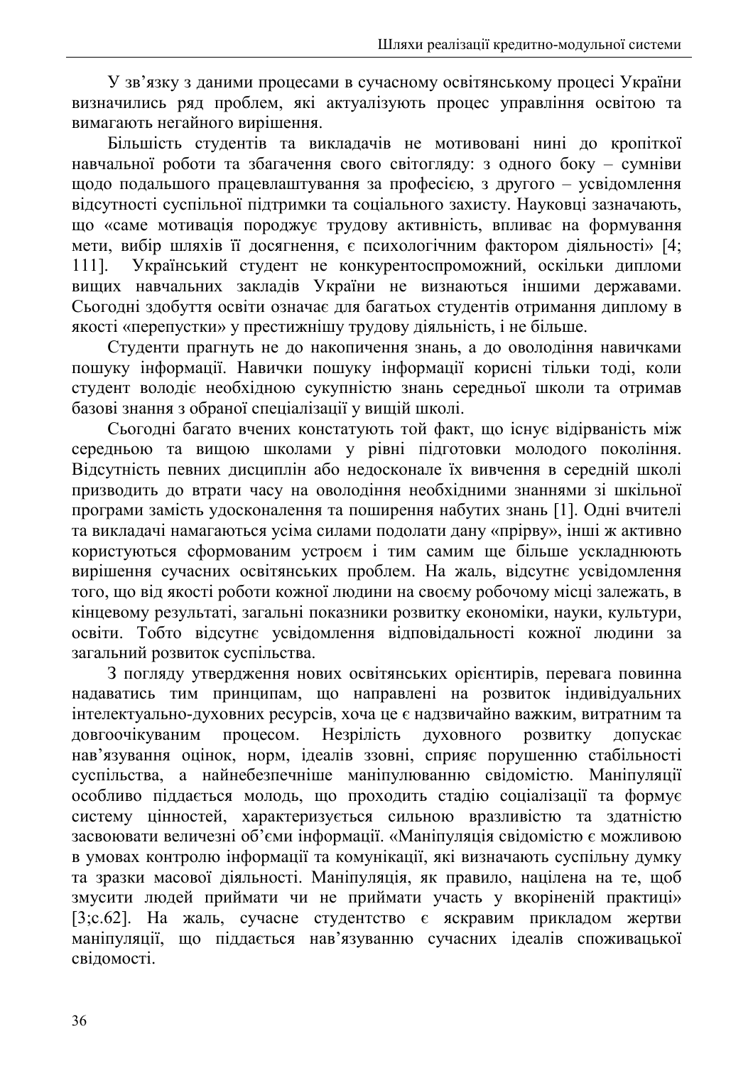У зв’язку з даними процесами в сучасному освітянському процесі України визначились ряд проблем, які актуалізують процес управління освітою та вимагають негайного вирішення.

Більшість студентів та викладачів не мотивовані нині до кропіткої навчальної роботи та збагачення свого світогляду: з одного боку – сумніви щодо подальшого працевлаштування за професією, з другого – усвідомлення відсутності суспільної підтримки та соціального захисту. Науковці зазначають, що «саме мотивація породжує трудову активність, впливає на формування мети, вибір шляхів її досягнення, є психологічним фактором діяльності» [4; 111]. Український студент не конкурентоспроможний, оскільки дипломи вищих навчальних закладів України не визнаються іншими державами. Сьогодні здобуття освіти означає для багатьох студентів отримання диплому в якості «перепустки» у престижнішу трудову діяльність, і не більше.

Студенти прагнуть не до накопичення знань, а до оволодіння навичками пошуку інформації. Навички пошуку інформації корисні тільки тоді, коли студент володіє необхідною сукупністю знань середньої школи та отримав базові знання з обраної спеціалізації у вищій школі.

Сьогодні багато вчених констатують той факт, що існує відірваність між середньою та вищою школами у рівні підготовки молодого покоління. Відсутність певних дисциплін або недосконале їх вивчення в середній школі призводить до втрати часу на оволодіння необхідними знаннями зі шкільної програми замість удосконалення та поширення набутих знань [1]. Одні вчителі та викладачі намагаються усіма силами подолати дану «прірву», інші ж активно користуються сформованим устроєм і тим самим ще більше ускладнюють вирішення сучасних освітянських проблем. На жаль, відсутнє усвідомлення того, що від якості роботи кожної людини на своєму робочому місці залежать, в кінцевому результаті, загальні показники розвитку економіки, науки, культури, освіти. Тобто відсутнє усвідомлення відповідальності кожної людини за загальний розвиток суспільства.

З погляду утвердження нових освітянських орієнтирів, перевага повинна надаватись тим принципам, що направлені на розвиток індивідуальних інтелектуально-духовних ресурсів, хоча це є надзвичайно важким, витратним та довгоочікуваним процесом. Незрілість духовного розвитку допускає нав’язування оцінок, норм, ідеалів ззовні, сприяє порушенню стабільності суспільства, а найнебезпечніше маніпулюванню свідомістю. Маніпуляції особливо піддається молодь, що проходить стадію соціалізації та формує систему цінностей, характеризується сильною вразливістю та здатністю засвоювати величезні об’єми інформації. «Маніпуляція свідомістю є можливою в умовах контролю інформації та комунікації, які визначають суспільну думку та зразки масової діяльності. Маніпуляція, як правило, націлена на те, щоб змусити людей приймати чи не приймати участь у вкоріненій практиці» [3;с.62]. На жаль, сучасне студентство є яскравим прикладом жертви маніпуляції, що піддається нав’язуванню сучасних ідеалів споживацької свідомості.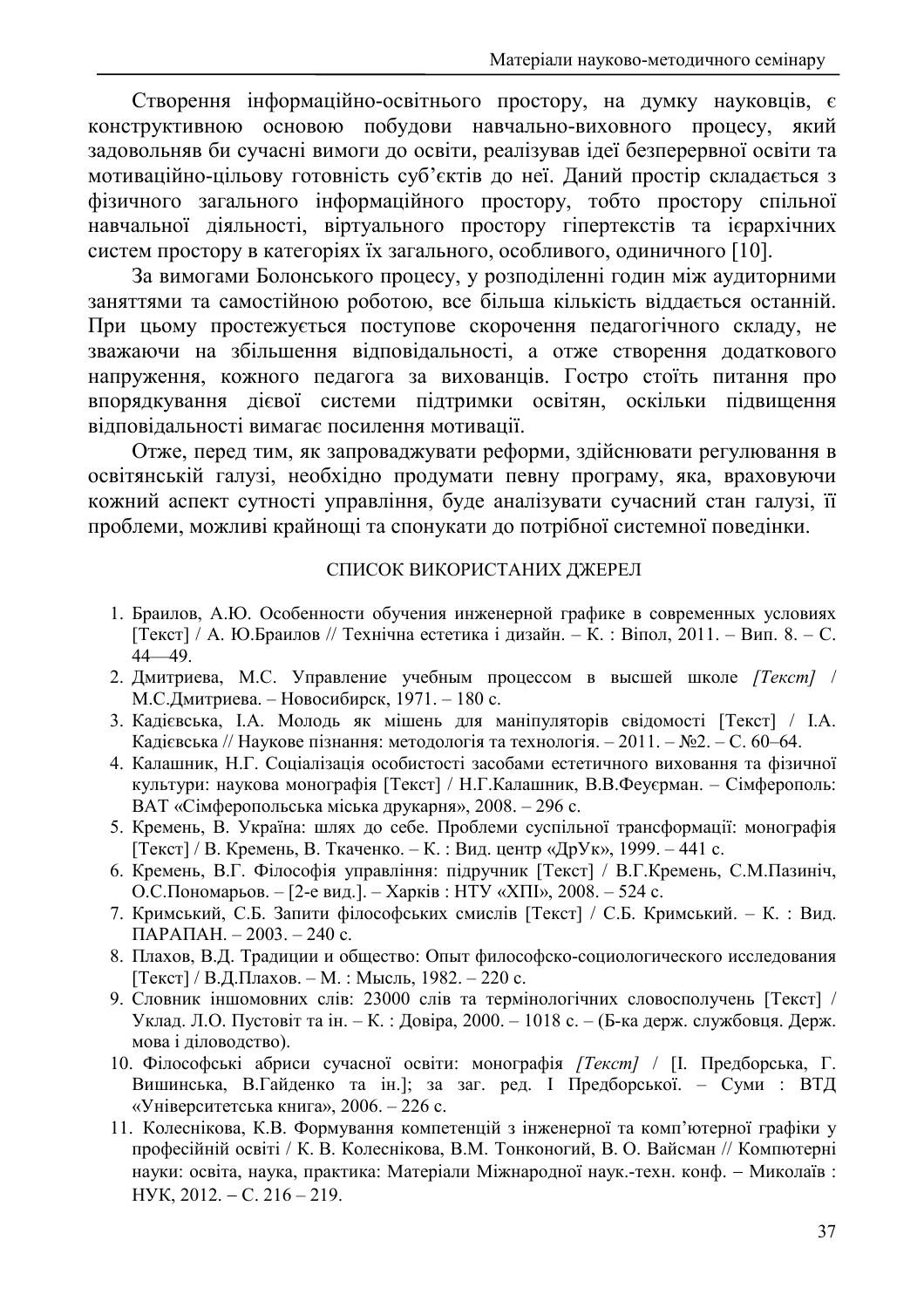Створення інформаційно-освітнього простору, на думку науковців, є конструктивною основою побудови навчально-виховного процесу, який задовольняв би сучасні вимоги до освіти, реалізував ідеї безперервної освіти та мотиваційно-цільову готовність суб'єктів до неї. Даний простір складається з фізичного загального інформаційного простору, тобто простору спільної навчальної діяльності, віртуального простору гіпертекстів та ієрархічних систем простору в категоріях їх загального, особливого, одиничного [10].

За вимогами Болонського процесу, у розподіленні годин між аудиторними заняттями та самостійною роботою, все більша кількість віддається останній. При цьому простежується поступове скорочення педагогічного складу, не зважаючи на збільшення відповідальності, а отже створення додаткового напруження, кожного педагога за вихованців. Гостро стоїть питання про впорядкування дієвої системи підтримки освітян, оскільки підвищення відповідальності вимагає посилення мотивації.

Отже, перед тим, як запроваджувати реформи, здійснювати регулювання в освітянській галузі, необхідно продумати певну програму, яка, враховуючи кожний аспект сутності управління, буде аналізувати сучасний стан галузі, її проблеми, можливі крайнощі та спонукати до потрібної системної поведінки.

## СПИСОК ВИКОРИСТАНИХ ДЖЕРЕЛ

1. Браилов, А.Ю. Особенности обучения инженерной графике в современных условиях [Текст] / А. Ю.Браилов // Технічна естетика і дизайн. – К. : Віпол, 2011. – Вип. 8. – С. 44—49.
2. Дмитриева, М.С. Управление учебным процессом в высшей школе *[Текст]* / М.С.Дмитриева. – Новосибирск, 1971. – 180 с.
3. Кадієвська, І.А. Молодь як мішень для маніпуляторів свідомості [Текст] / І.А. Кадієвська // Наукове пізнання: методологія та технологія. – 2011. – №2. – С. 60–64.
4. Калашник, Н.Г. Соціалізація особистості засобами естетичного виховання та фізичної культури: наукова монографія [Текст] / Н.Г.Калашник, В.В.Феуєрман. – Сімферополь: ВАТ «Сімферопольська міська друкарня», 2008. – 296 с.
5. Кремень, В. Україна: шлях до себе. Проблеми суспільної трансформації: монографія [Текст] / В. Кремень, В. Ткаченко. – К. : Вид. центр «ДрУк», 1999. – 441 с.
6. Кремень, В.Г. Філософія управління: підручник [Текст] / В.Г.Кремень, С.М.Пазиніч, О.С.Пономарьов. – [2-е вид.]. – Харків : НТУ «ХПІ», 2008. – 524 с.
7. Кримський, С.Б. Запити філософських смислів [Текст] / С.Б. Кримський. – К. : Вид. ПАРАПАН. – 2003. – 240 с.
8. Плахов, В.Д. Традиции и общество: Опыт философско-социологического исследования [Текст] / В.Д.Плахов. – М. : Мысль, 1982. – 220 с.
9. Словник іншомовних слів: 23000 слів та термінологічних словосполучень [Текст] / Уклад. Л.О. Пустовіт та ін. – К. : Довіра, 2000. – 1018 с. – (Б-ка держ. службовця. Держ. мова і діловодство).
10. Філософські абриси сучасної освіти: монографія *[Текст]* / [І. Предборська, Г. Вишинська, В.Гайденко та ін.]; за заг. ред. І Предборської. – Суми : ВТД «Університетська книга», 2006. – 226 с.
11. Колеснікова, К.В. Формування компетенцій з інженерної та комп'ютерної графіки у професійній освіті / К. В. Колеснікова, В.М. Тонконогий, В. О. Вайсман // Компютерні науки: освіта, наука, практика: Матеріали Міжнародної наук.-техн. конф. – Миколаїв : НУК, 2012. – С. 216 – 219.